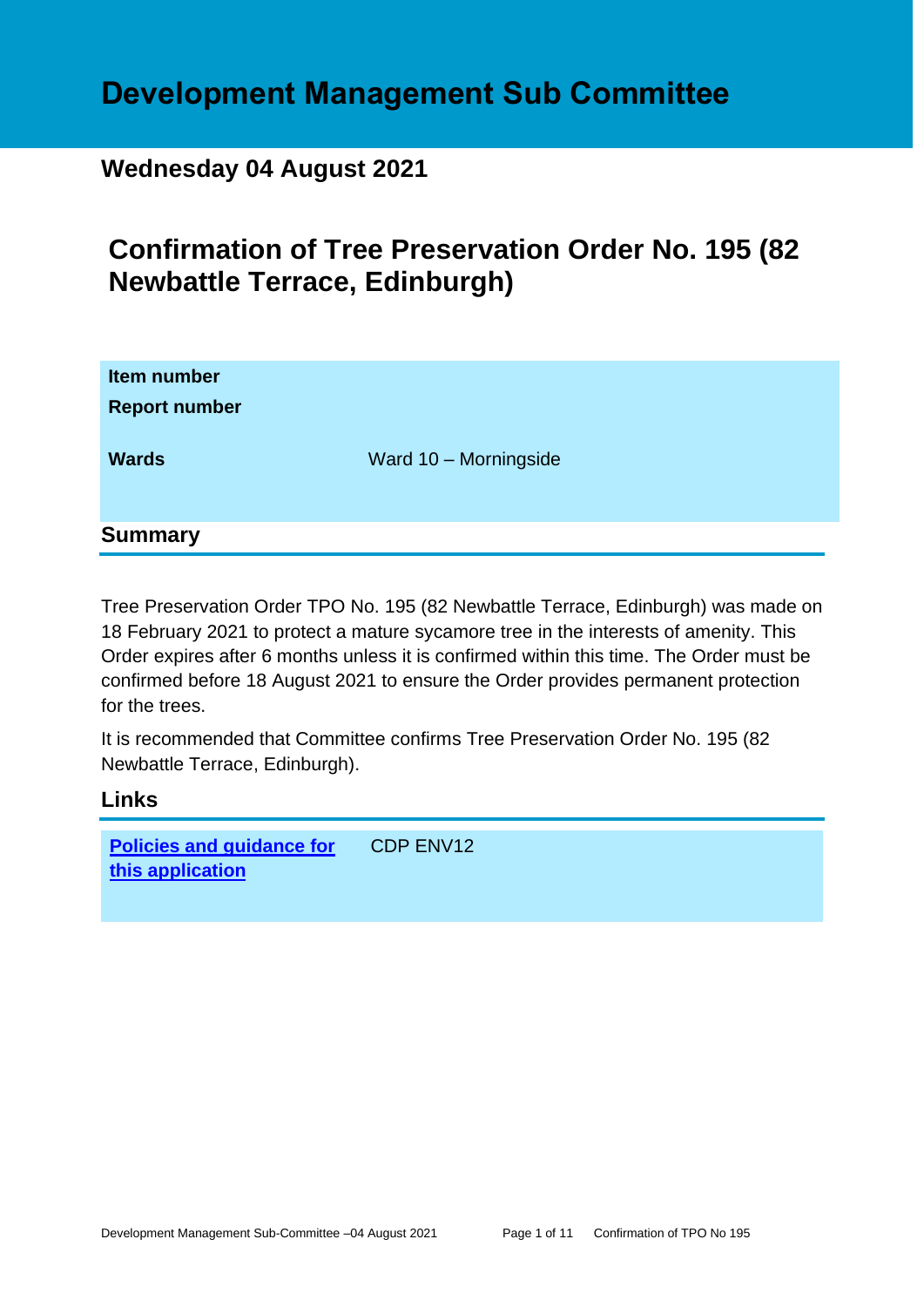# Development Management Sub Committee

## Wednesday 04 August 2021

# Confirmation of Tree Preservation Order No. 195 (82 Newbattle Terrace, Edinburgh)

| **Item number** | |
|---|---|
| **Report number** | |
| **Wards** | Ward 10 – Morningside |

## Summary

Tree Preservation Order TPO No. 195 (82 Newbattle Terrace, Edinburgh) was made on 18 February 2021 to protect a mature sycamore tree in the interests of amenity. This Order expires after 6 months unless it is confirmed within this time. The Order must be confirmed before 18 August 2021 to ensure the Order provides permanent protection for the trees.

It is recommended that Committee confirms Tree Preservation Order No. 195 (82 Newbattle Terrace, Edinburgh).

## Links

| **Policies and guidance for this application** | CDP ENV12 |
|---|---|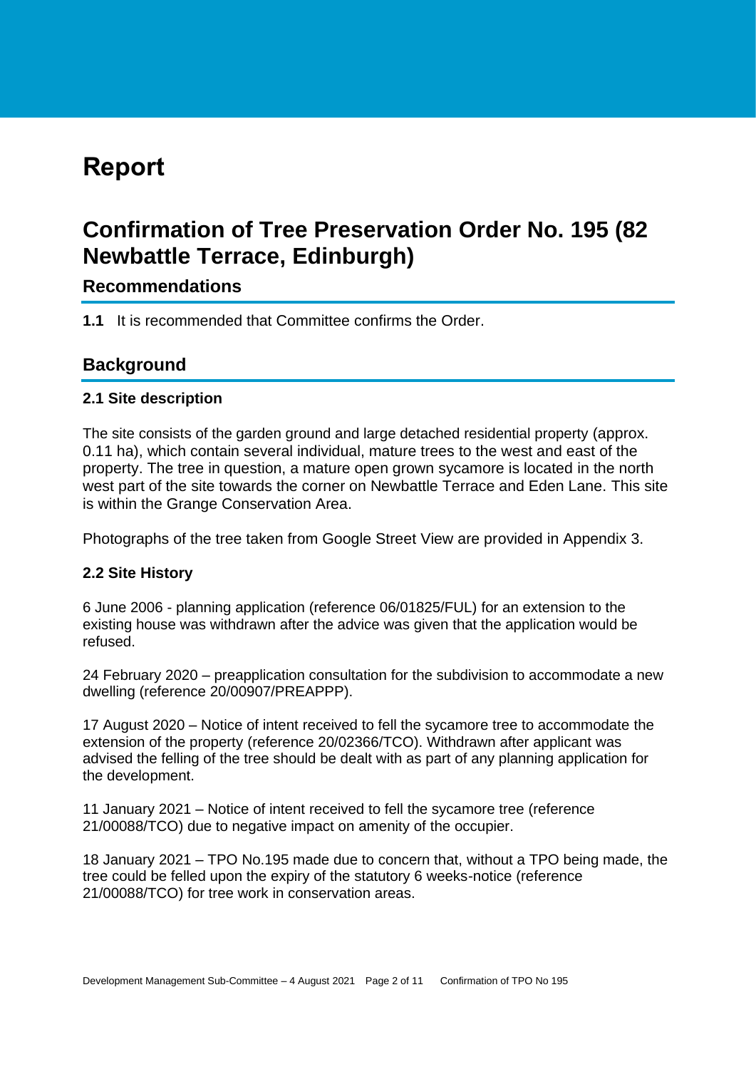# Report

## Confirmation of Tree Preservation Order No. 195 (82 Newbattle Terrace, Edinburgh)

### Recommendations

**1.1** It is recommended that Committee confirms the Order.

### Background

#### 2.1 Site description

The site consists of the garden ground and large detached residential property (approx. 0.11 ha), which contain several individual, mature trees to the west and east of the property. The tree in question, a mature open grown sycamore is located in the north west part of the site towards the corner on Newbattle Terrace and Eden Lane. This site is within the Grange Conservation Area.

Photographs of the tree taken from Google Street View are provided in Appendix 3.

#### 2.2 Site History

6 June 2006 - planning application (reference 06/01825/FUL) for an extension to the existing house was withdrawn after the advice was given that the application would be refused.

24 February 2020 – preapplication consultation for the subdivision to accommodate a new dwelling (reference 20/00907/PREAPPP).

17 August 2020 – Notice of intent received to fell the sycamore tree to accommodate the extension of the property (reference 20/02366/TCO). Withdrawn after applicant was advised the felling of the tree should be dealt with as part of any planning application for the development.

11 January 2021 – Notice of intent received to fell the sycamore tree (reference 21/00088/TCO) due to negative impact on amenity of the occupier.

18 January 2021 – TPO No.195 made due to concern that, without a TPO being made, the tree could be felled upon the expiry of the statutory 6 weeks-notice (reference 21/00088/TCO) for tree work in conservation areas.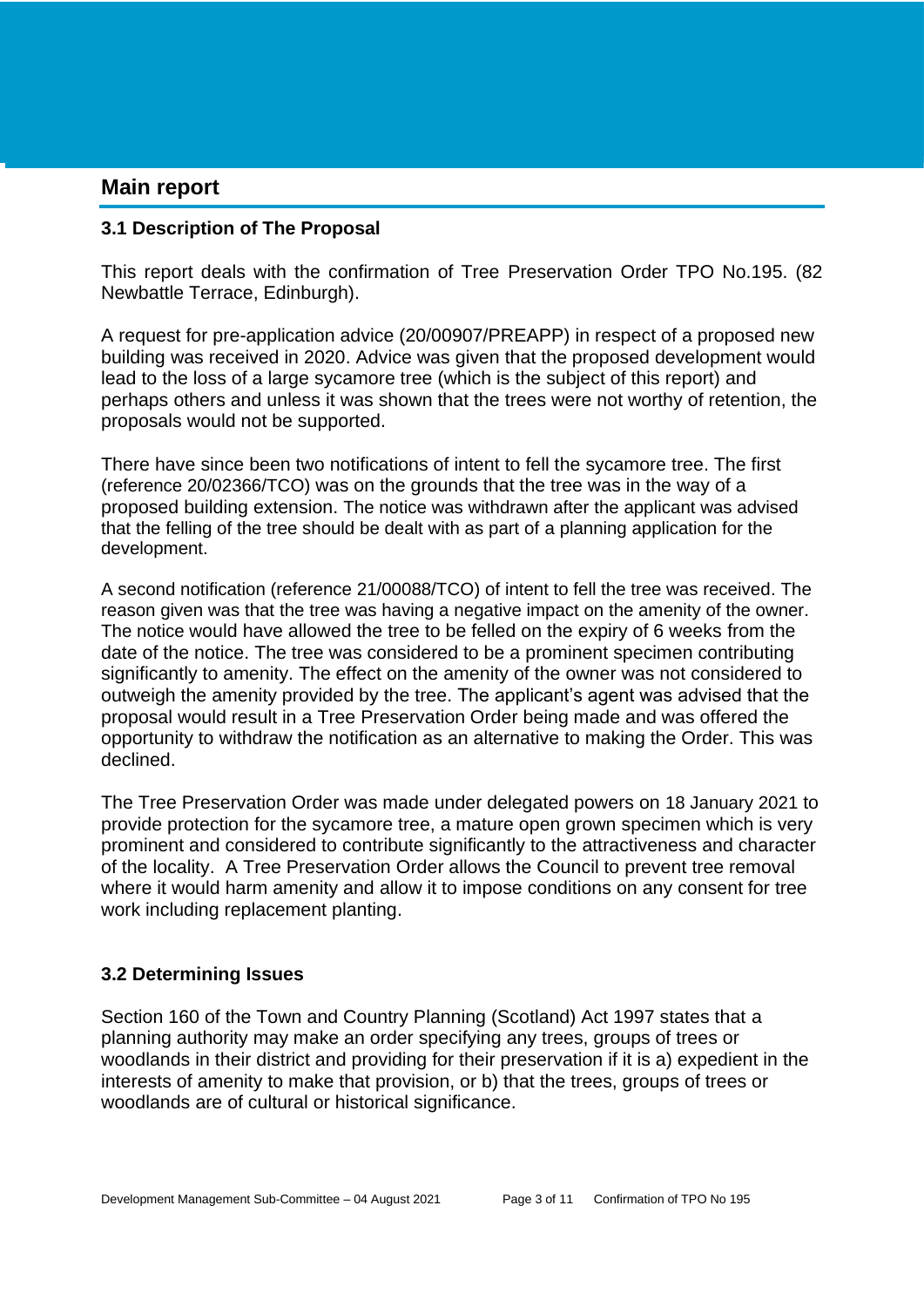## Main report

### 3.1 Description of The Proposal

This report deals with the confirmation of Tree Preservation Order TPO No.195. (82 Newbattle Terrace, Edinburgh).

A request for pre-application advice (20/00907/PREAPP) in respect of a proposed new building was received in 2020. Advice was given that the proposed development would lead to the loss of a large sycamore tree (which is the subject of this report) and perhaps others and unless it was shown that the trees were not worthy of retention, the proposals would not be supported.

There have since been two notifications of intent to fell the sycamore tree. The first (reference 20/02366/TCO) was on the grounds that the tree was in the way of a proposed building extension. The notice was withdrawn after the applicant was advised that the felling of the tree should be dealt with as part of a planning application for the development.

A second notification (reference 21/00088/TCO) of intent to fell the tree was received. The reason given was that the tree was having a negative impact on the amenity of the owner. The notice would have allowed the tree to be felled on the expiry of 6 weeks from the date of the notice. The tree was considered to be a prominent specimen contributing significantly to amenity. The effect on the amenity of the owner was not considered to outweigh the amenity provided by the tree. The applicant's agent was advised that the proposal would result in a Tree Preservation Order being made and was offered the opportunity to withdraw the notification as an alternative to making the Order. This was declined.

The Tree Preservation Order was made under delegated powers on 18 January 2021 to provide protection for the sycamore tree, a mature open grown specimen which is very prominent and considered to contribute significantly to the attractiveness and character of the locality. A Tree Preservation Order allows the Council to prevent tree removal where it would harm amenity and allow it to impose conditions on any consent for tree work including replacement planting.

### 3.2 Determining Issues

Section 160 of the Town and Country Planning (Scotland) Act 1997 states that a planning authority may make an order specifying any trees, groups of trees or woodlands in their district and providing for their preservation if it is a) expedient in the interests of amenity to make that provision, or b) that the trees, groups of trees or woodlands are of cultural or historical significance.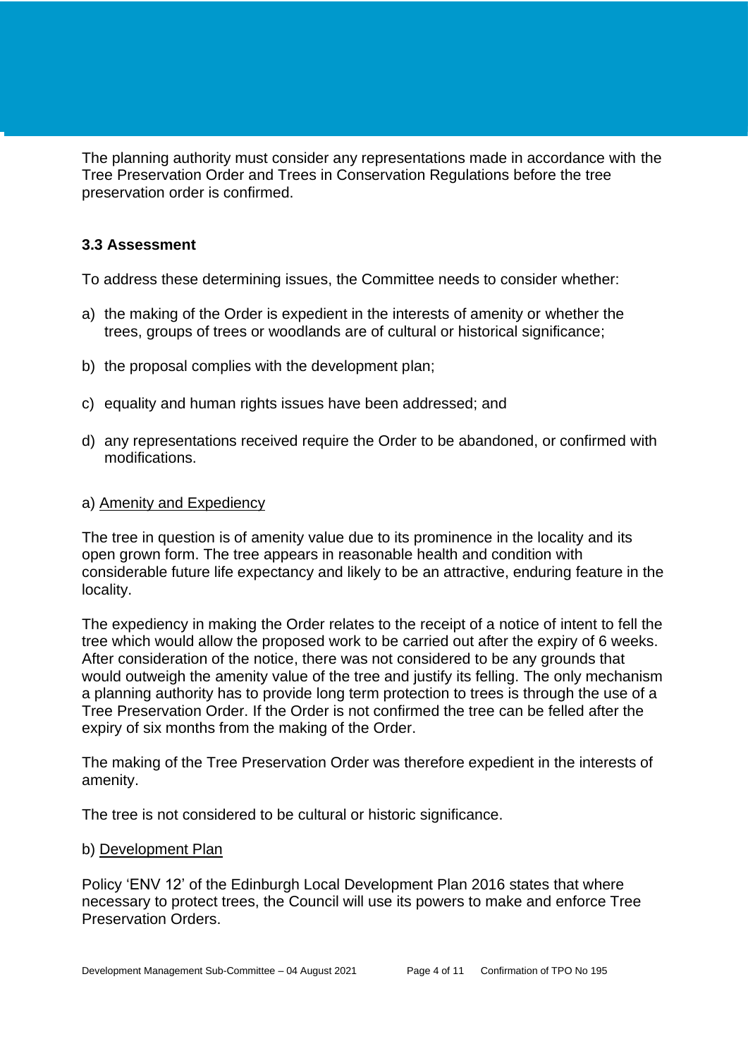The planning authority must consider any representations made in accordance with the Tree Preservation Order and Trees in Conservation Regulations before the tree preservation order is confirmed.

### 3.3 Assessment

To address these determining issues, the Committee needs to consider whether:

a) the making of the Order is expedient in the interests of amenity or whether the trees, groups of trees or woodlands are of cultural or historical significance;

b) the proposal complies with the development plan;

c) equality and human rights issues have been addressed; and

d) any representations received require the Order to be abandoned, or confirmed with modifications.

a) Amenity and Expediency

The tree in question is of amenity value due to its prominence in the locality and its open grown form. The tree appears in reasonable health and condition with considerable future life expectancy and likely to be an attractive, enduring feature in the locality.

The expediency in making the Order relates to the receipt of a notice of intent to fell the tree which would allow the proposed work to be carried out after the expiry of 6 weeks. After consideration of the notice, there was not considered to be any grounds that would outweigh the amenity value of the tree and justify its felling. The only mechanism a planning authority has to provide long term protection to trees is through the use of a Tree Preservation Order. If the Order is not confirmed the tree can be felled after the expiry of six months from the making of the Order.

The making of the Tree Preservation Order was therefore expedient in the interests of amenity.

The tree is not considered to be cultural or historic significance.

b) Development Plan

Policy 'ENV 12' of the Edinburgh Local Development Plan 2016 states that where necessary to protect trees, the Council will use its powers to make and enforce Tree Preservation Orders.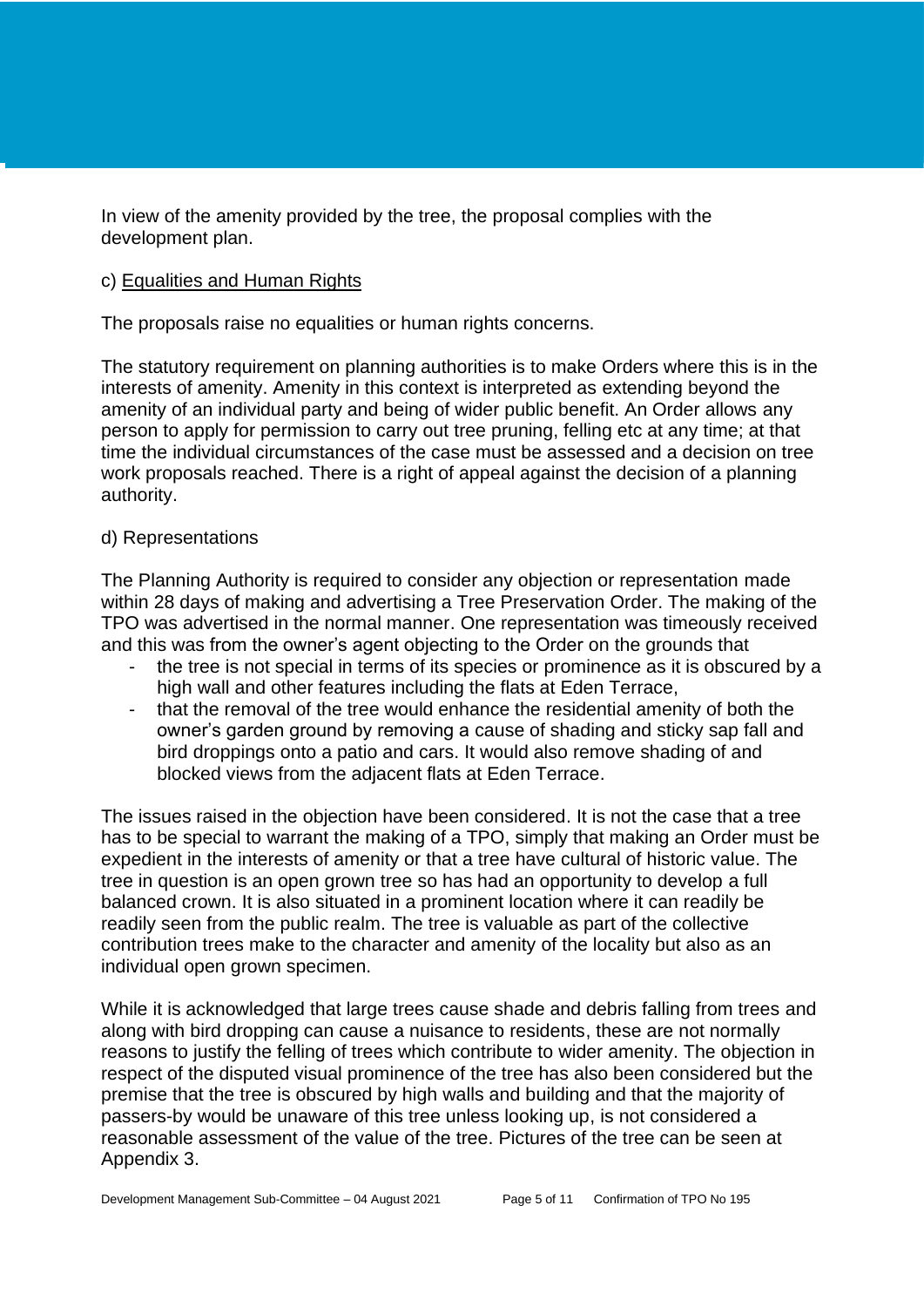In view of the amenity provided by the tree, the proposal complies with the development plan.

c) Equalities and Human Rights

The proposals raise no equalities or human rights concerns.

The statutory requirement on planning authorities is to make Orders where this is in the interests of amenity. Amenity in this context is interpreted as extending beyond the amenity of an individual party and being of wider public benefit. An Order allows any person to apply for permission to carry out tree pruning, felling etc at any time; at that time the individual circumstances of the case must be assessed and a decision on tree work proposals reached. There is a right of appeal against the decision of a planning authority.

d) Representations

The Planning Authority is required to consider any objection or representation made within 28 days of making and advertising a Tree Preservation Order. The making of the TPO was advertised in the normal manner. One representation was timeously received and this was from the owner's agent objecting to the Order on the grounds that

- the tree is not special in terms of its species or prominence as it is obscured by a high wall and other features including the flats at Eden Terrace,
- that the removal of the tree would enhance the residential amenity of both the owner's garden ground by removing a cause of shading and sticky sap fall and bird droppings onto a patio and cars. It would also remove shading of and blocked views from the adjacent flats at Eden Terrace.

The issues raised in the objection have been considered. It is not the case that a tree has to be special to warrant the making of a TPO, simply that making an Order must be expedient in the interests of amenity or that a tree have cultural of historic value. The tree in question is an open grown tree so has had an opportunity to develop a full balanced crown. It is also situated in a prominent location where it can readily be readily seen from the public realm. The tree is valuable as part of the collective contribution trees make to the character and amenity of the locality but also as an individual open grown specimen.

While it is acknowledged that large trees cause shade and debris falling from trees and along with bird dropping can cause a nuisance to residents, these are not normally reasons to justify the felling of trees which contribute to wider amenity. The objection in respect of the disputed visual prominence of the tree has also been considered but the premise that the tree is obscured by high walls and building and that the majority of passers-by would be unaware of this tree unless looking up, is not considered a reasonable assessment of the value of the tree. Pictures of the tree can be seen at Appendix 3.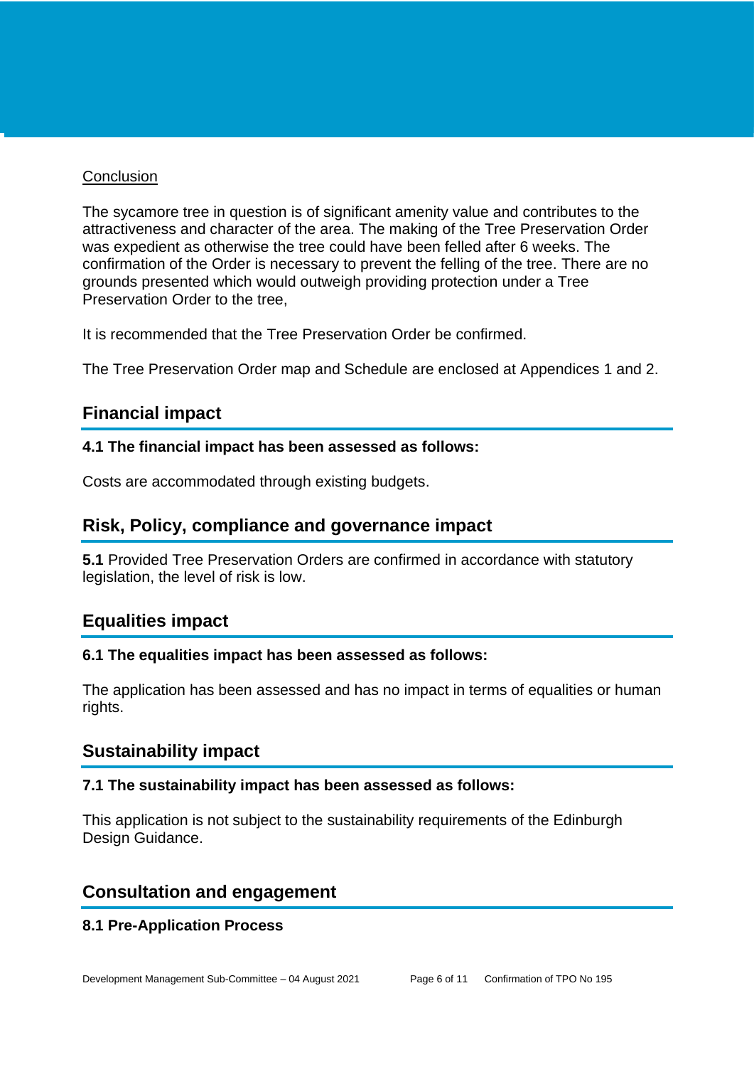Conclusion

The sycamore tree in question is of significant amenity value and contributes to the attractiveness and character of the area. The making of the Tree Preservation Order was expedient as otherwise the tree could have been felled after 6 weeks. The confirmation of the Order is necessary to prevent the felling of the tree. There are no grounds presented which would outweigh providing protection under a Tree Preservation Order to the tree,

It is recommended that the Tree Preservation Order be confirmed.

The Tree Preservation Order map and Schedule are enclosed at Appendices 1 and 2.

## Financial impact

**4.1 The financial impact has been assessed as follows:**

Costs are accommodated through existing budgets.

## Risk, Policy, compliance and governance impact

**5.1** Provided Tree Preservation Orders are confirmed in accordance with statutory legislation, the level of risk is low.

## Equalities impact

**6.1 The equalities impact has been assessed as follows:**

The application has been assessed and has no impact in terms of equalities or human rights.

## Sustainability impact

**7.1 The sustainability impact has been assessed as follows:**

This application is not subject to the sustainability requirements of the Edinburgh Design Guidance.

## Consultation and engagement

**8.1 Pre-Application Process**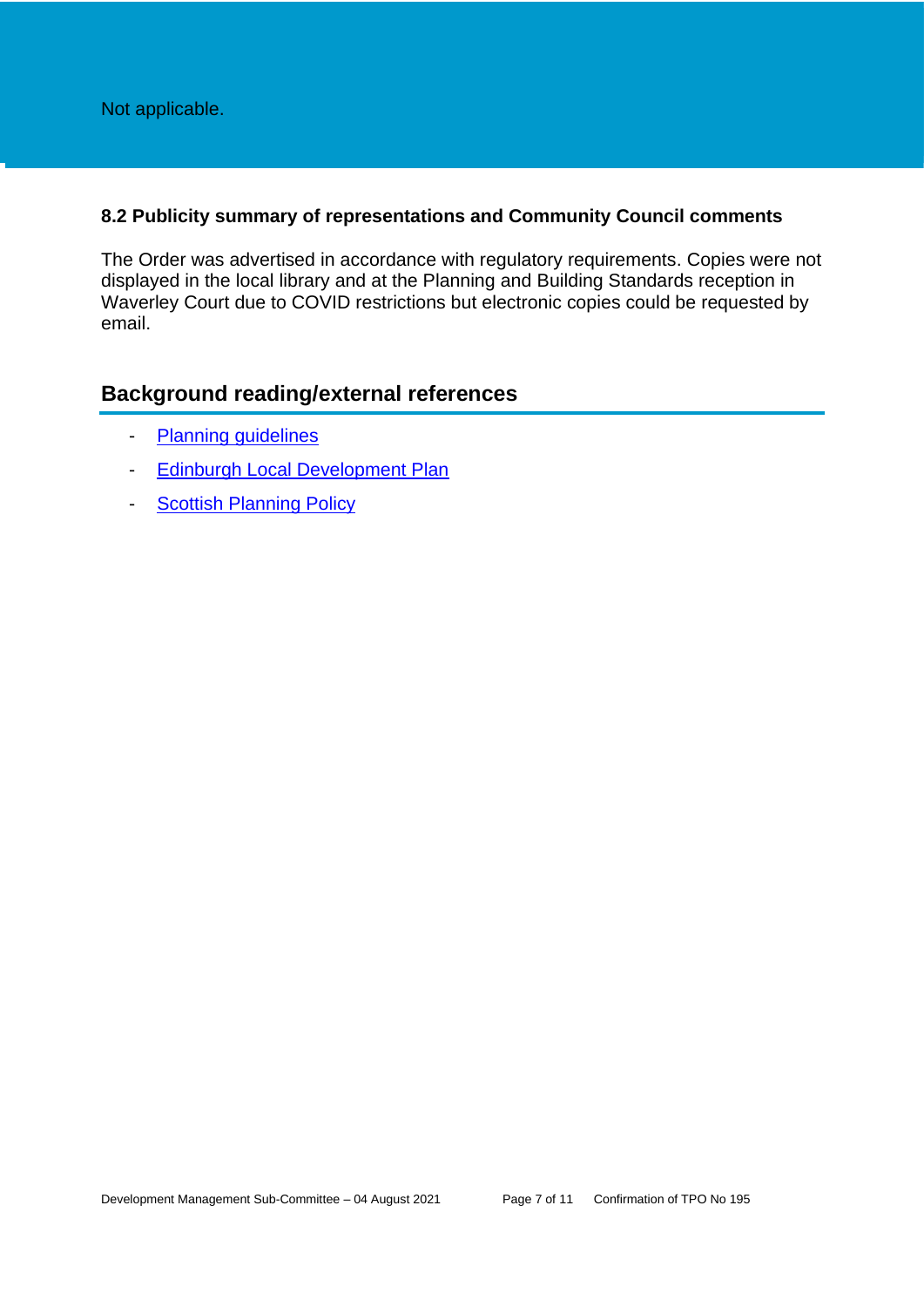Not applicable.

### 8.2 Publicity summary of representations and Community Council comments

The Order was advertised in accordance with regulatory requirements. Copies were not displayed in the local library and at the Planning and Building Standards reception in Waverley Court due to COVID restrictions but electronic copies could be requested by email.

## Background reading/external references

- Planning guidelines
- Edinburgh Local Development Plan
- Scottish Planning Policy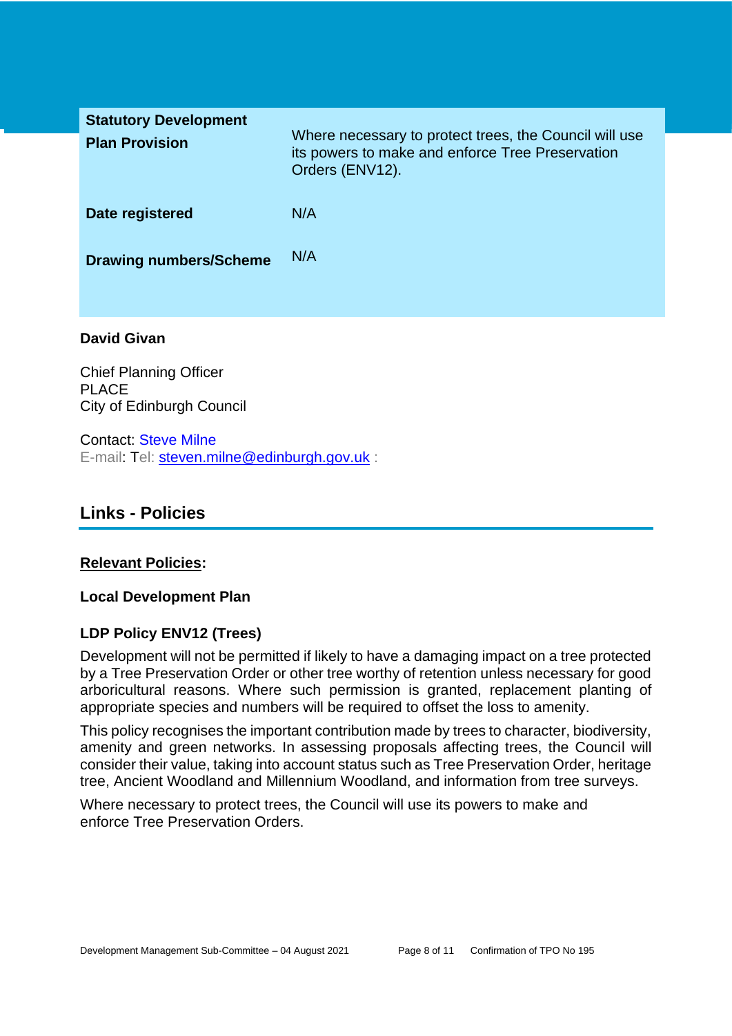| | |
|---|---|
| **Statutory Development Plan Provision** | Where necessary to protect trees, the Council will use its powers to make and enforce Tree Preservation Orders (ENV12). |
| **Date registered** | N/A |
| **Drawing numbers/Scheme** | N/A |

**David Givan**

Chief Planning Officer
PLACE
City of Edinburgh Council

Contact: Steve Milne
E-mail: Tel: steven.milne@edinburgh.gov.uk :

## Links - Policies

**Relevant Policies:**

**Local Development Plan**

**LDP Policy ENV12 (Trees)**

Development will not be permitted if likely to have a damaging impact on a tree protected by a Tree Preservation Order or other tree worthy of retention unless necessary for good arboricultural reasons. Where such permission is granted, replacement planting of appropriate species and numbers will be required to offset the loss to amenity.

This policy recognises the important contribution made by trees to character, biodiversity, amenity and green networks. In assessing proposals affecting trees, the Council will consider their value, taking into account status such as Tree Preservation Order, heritage tree, Ancient Woodland and Millennium Woodland, and information from tree surveys.

Where necessary to protect trees, the Council will use its powers to make and enforce Tree Preservation Orders.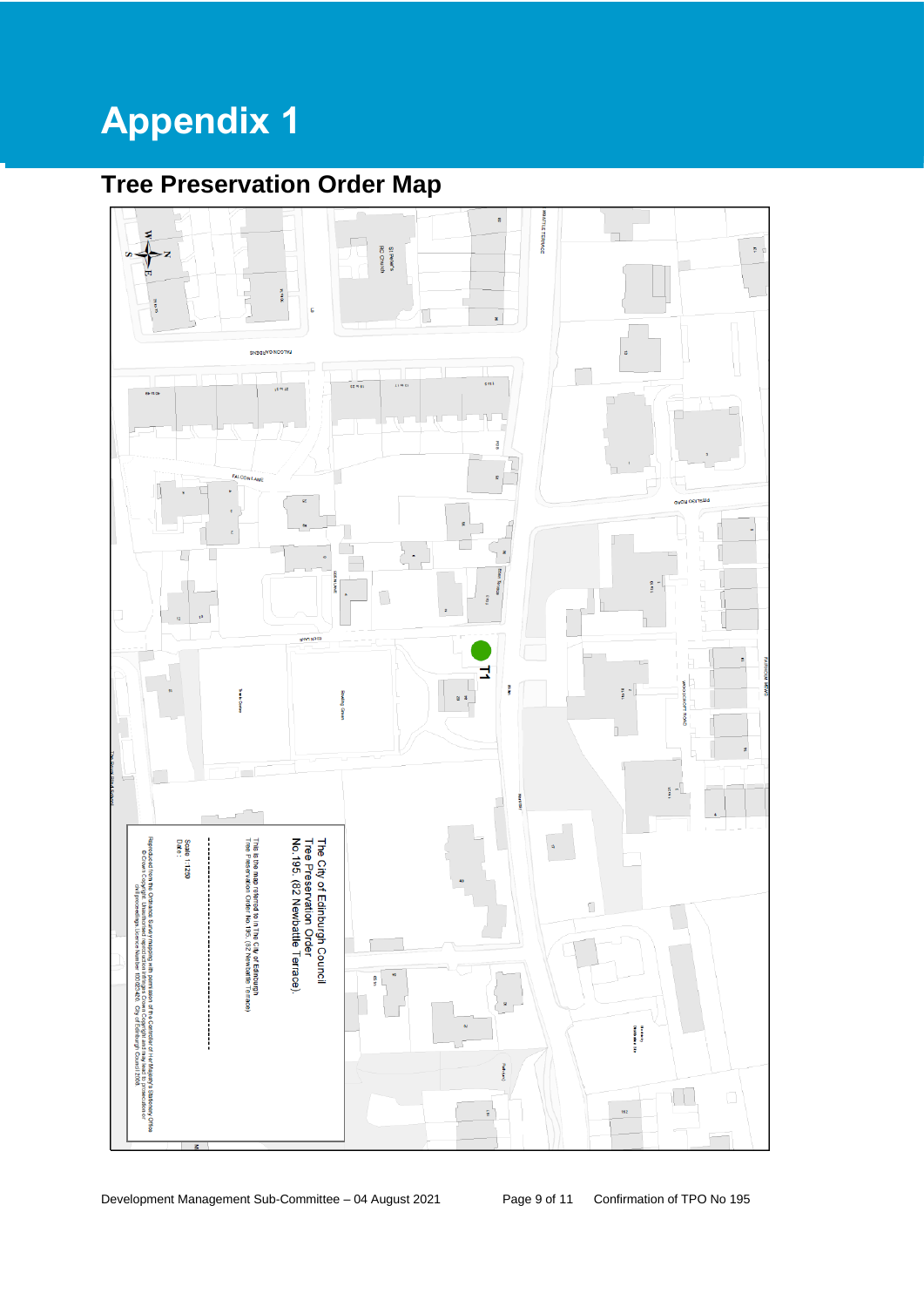# Appendix 1

## Tree Preservation Order Map

T1

The City of Edinburgh Council
Tree Preservation Order
No.195. (82 Newbattle Terrace).

This is the map referred to in The City of Edinburgh Tree Preservation Order No.195. (82 Newbattle Terrace)

Scale 1:1250
Date :

Reproduced from the Ordnance Survey mapping with permission of the Controller of Her Majesty's Stationery Office © Crown Copyright. Unauthorised reproduction infringes Crown Copyright and may lead to prosecution or civil proceedings. Licence Number 100023420. City of Edinburgh Council 2008.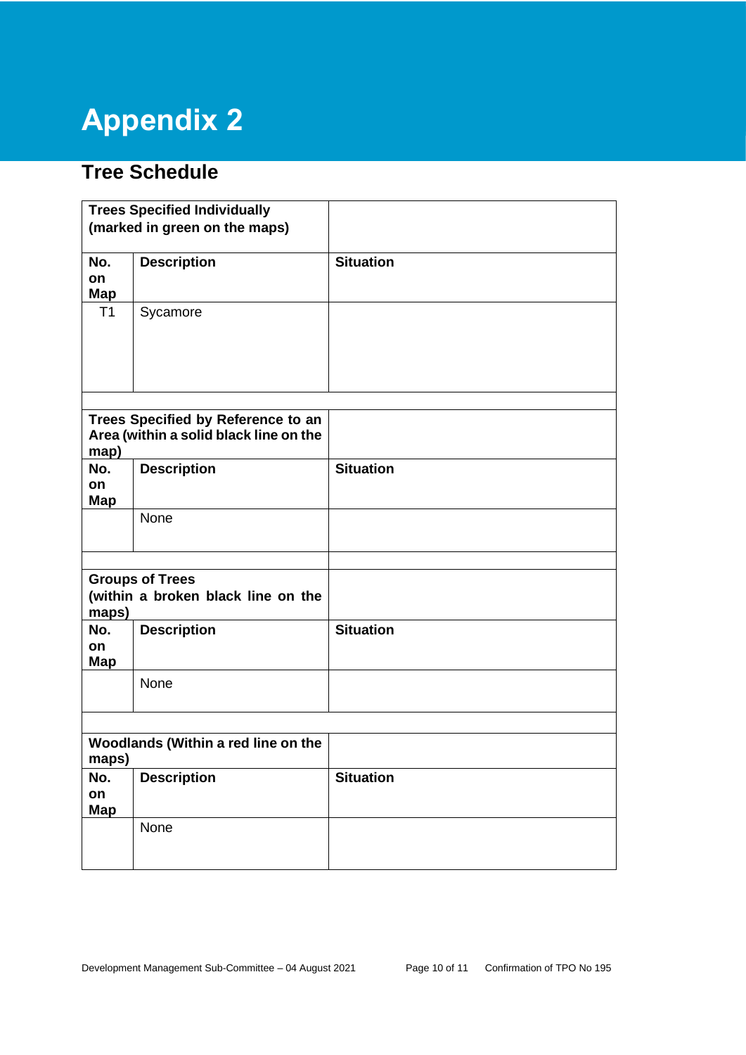# Appendix 2

## Tree Schedule

| Trees Specified Individually (marked in green on the maps) | | |
|---|---|---|
| **No. on Map** | **Description** | **Situation** |
| T1 | Sycamore | |

| Trees Specified by Reference to an Area (within a solid black line on the map) | | |
|---|---|---|
| **No. on Map** | **Description** | **Situation** |
| | None | |

| Groups of Trees (within a broken black line on the maps) | | |
|---|---|---|
| **No. on Map** | **Description** | **Situation** |
| | None | |

| Woodlands (Within a red line on the maps) | | |
|---|---|---|
| **No. on Map** | **Description** | **Situation** |
| | None | |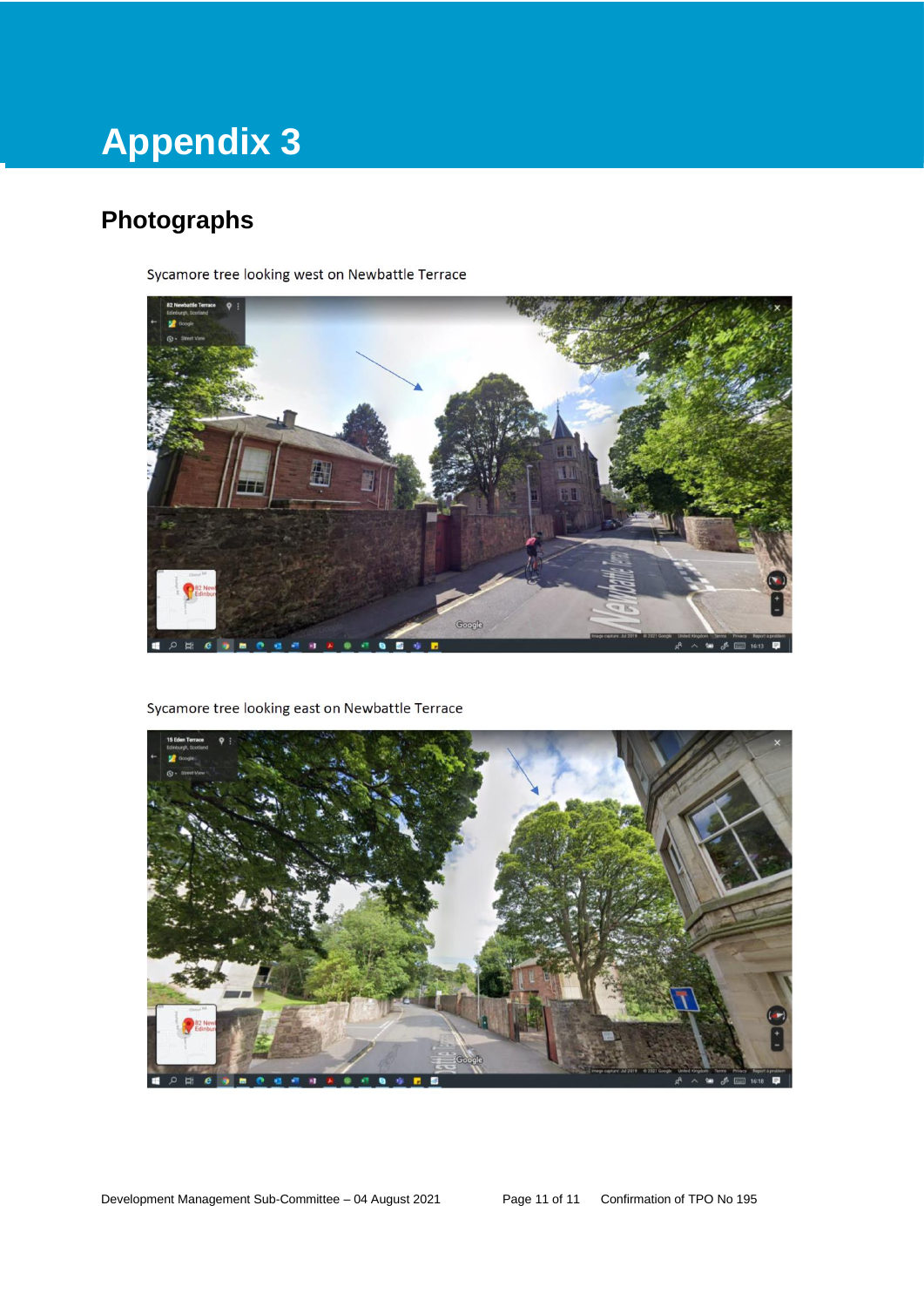# Appendix 3

## Photographs

Sycamore tree looking west on Newbattle Terrace

Sycamore tree looking east on Newbattle Terrace